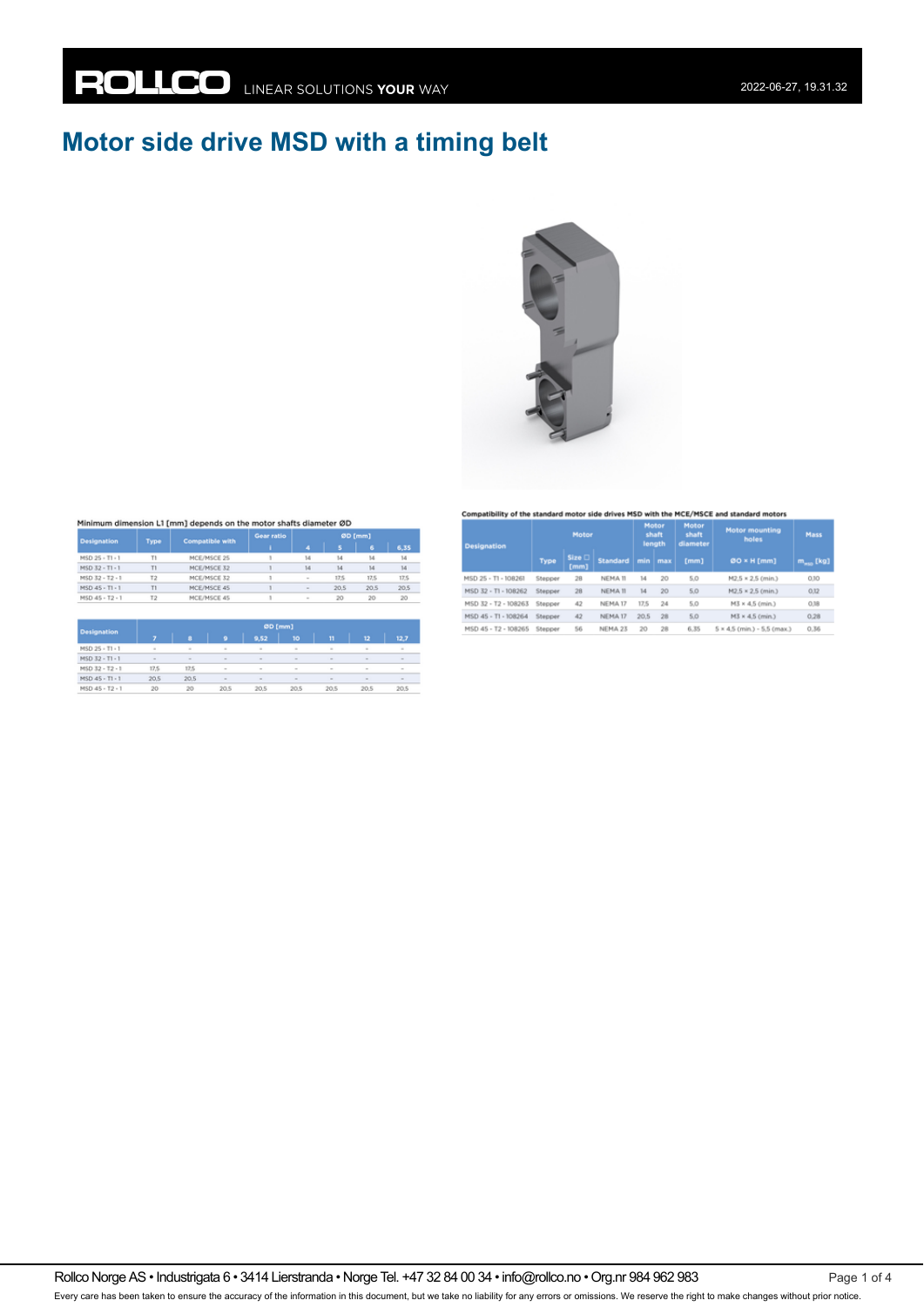# Motor side drive MSD with a timing belt

Minimum dimension L1 [mm] depends on the motor shafts diameter ØD

| Designation | Type | Compatible with | Gear ratio | ØD [mm] | | | |
|---|---|---|---|---|---|---|---|
| | | | i | 4 | 5 | 6 | 6,35 |
| MSD 25 - T1 - 1 | T1 | MCE/MSCE 25 | 1 | 14 | 14 | 14 | 14 |
| MSD 32 - T1 - 1 | T1 | MCE/MSCE 32 | 1 | 14 | 14 | 14 | 14 |
| MSD 32 - T2 - 1 | T2 | MCE/MSCE 32 | 1 | – | 17,5 | 17,5 | 17,5 |
| MSD 45 - T1 - 1 | T1 | MCE/MSCE 45 | 1 | – | 20,5 | 20,5 | 20,5 |
| MSD 45 - T2 - 1 | T2 | MCE/MSCE 45 | 1 | – | 20 | 20 | 20 |

| Designation | ØD [mm] | | | | | | | |
|---|---|---|---|---|---|---|---|---|
| | 7 | 8 | 9 | 9,52 | 10 | 11 | 12 | 12,7 |
| MSD 25 - T1 - 1 | – | – | – | – | – | – | – | – |
| MSD 32 - T1 - 1 | – | – | – | – | – | – | – | – |
| MSD 32 - T2 - 1 | 17,5 | 17,5 | – | – | – | – | – | – |
| MSD 45 - T1 - 1 | 20,5 | 20,5 | – | – | – | – | – | – |
| MSD 45 - T2 - 1 | 20 | 20 | 20,5 | 20,5 | 20,5 | 20,5 | 20,5 | 20,5 |

Compatibility of the standard motor side drives MSD with the MCE/MSCE and standard motors

| Designation | Motor | | | Motor shaft length | | Motor shaft diameter | Motor mounting holes | Mass |
|---|---|---|---|---|---|---|---|---|
| | Type | Size □ [mm] | Standard | min | max | [mm] | ØO × H [mm] | $m_{MSD}$ [kg] |
| MSD 25 - T1 - 108261 | Stepper | 28 | NEMA 11 | 14 | 20 | 5,0 | M2,5 × 2,5 (min.) | 0,10 |
| MSD 32 - T1 - 108262 | Stepper | 28 | NEMA 11 | 14 | 20 | 5,0 | M2,5 × 2,5 (min.) | 0,12 |
| MSD 32 - T2 - 108263 | Stepper | 42 | NEMA 17 | 17,5 | 24 | 5,0 | M3 × 4,5 (min.) | 0,18 |
| MSD 45 - T1 - 108264 | Stepper | 42 | NEMA 17 | 20,5 | 28 | 5,0 | M3 × 4,5 (min.) | 0,28 |
| MSD 45 - T2 - 108265 | Stepper | 56 | NEMA 23 | 20 | 28 | 6,35 | 5 × 4,5 (min.) - 5,5 (max.) | 0,36 |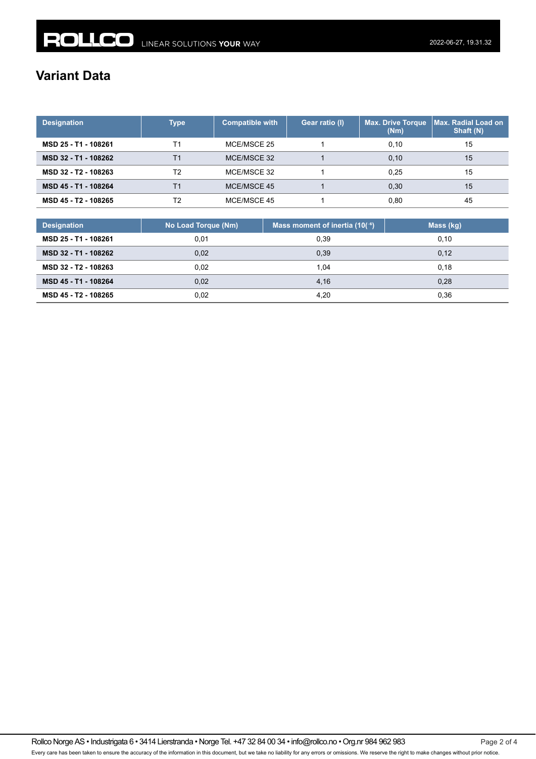# Variant Data

| Designation | Type | Compatible with | Gear ratio (I) | Max. Drive Torque (Nm) | Max. Radial Load on Shaft (N) |
|---|---|---|---|---|---|
| **MSD 25 - T1 - 108261** | T1 | MCE/MSCE 25 | 1 | 0,10 | 15 |
| **MSD 32 - T1 - 108262** | T1 | MCE/MSCE 32 | 1 | 0,10 | 15 |
| **MSD 32 - T2 - 108263** | T2 | MCE/MSCE 32 | 1 | 0,25 | 15 |
| **MSD 45 - T1 - 108264** | T1 | MCE/MSCE 45 | 1 | 0,30 | 15 |
| **MSD 45 - T2 - 108265** | T2 | MCE/MSCE 45 | 1 | 0,80 | 45 |

| Designation | No Load Torque (Nm) | Mass moment of inertia ($10^{-6}$) | Mass (kg) |
|---|---|---|---|
| **MSD 25 - T1 - 108261** | 0,01 | 0,39 | 0,10 |
| **MSD 32 - T1 - 108262** | 0,02 | 0,39 | 0,12 |
| **MSD 32 - T2 - 108263** | 0,02 | 1,04 | 0,18 |
| **MSD 45 - T1 - 108264** | 0,02 | 4,16 | 0,28 |
| **MSD 45 - T2 - 108265** | 0,02 | 4,20 | 0,36 |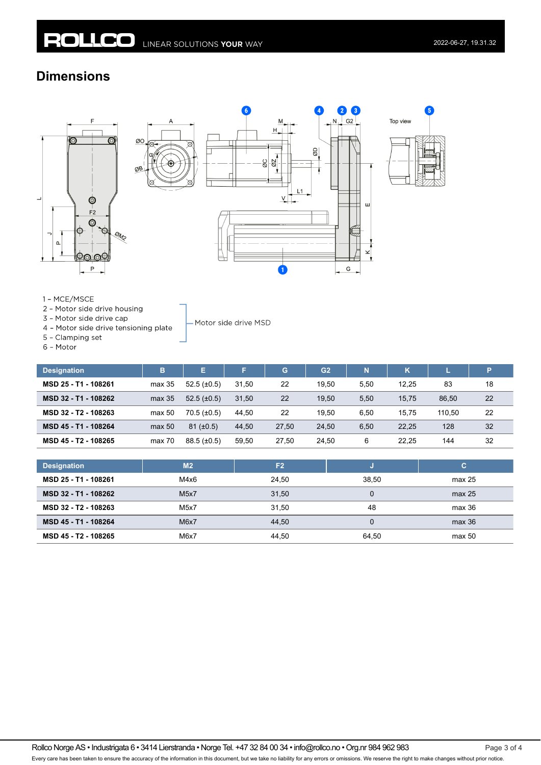## Dimensions

1 – MCE/MSCE
2 – Motor side drive housing
3 – Motor side drive cap
4 – Motor side drive tensioning plate
5 – Clamping set
6 – Motor

(Items 2–5: Motor side drive MSD)

| Designation | B | E | F | G | G2 | N | K | L | P |
|---|---|---|---|---|---|---|---|---|---|
| MSD 25 - T1 - 108261 | max 35 | 52.5 (±0.5) | 31,50 | 22 | 19,50 | 5,50 | 12,25 | 83 | 18 |
| MSD 32 - T1 - 108262 | max 35 | 52.5 (±0.5) | 31,50 | 22 | 19,50 | 5,50 | 15,75 | 86,50 | 22 |
| MSD 32 - T2 - 108263 | max 50 | 70.5 (±0.5) | 44,50 | 22 | 19,50 | 6,50 | 15,75 | 110,50 | 22 |
| MSD 45 - T1 - 108264 | max 50 | 81 (±0.5) | 44,50 | 27,50 | 24,50 | 6,50 | 22,25 | 128 | 32 |
| MSD 45 - T2 - 108265 | max 70 | 88.5 (±0.5) | 59,50 | 27,50 | 24,50 | 6 | 22,25 | 144 | 32 |

| Designation | M2 | F2 | J | C |
|---|---|---|---|---|
| MSD 25 - T1 - 108261 | M4x6 | 24,50 | 38,50 | max 25 |
| MSD 32 - T1 - 108262 | M5x7 | 31,50 | 0 | max 25 |
| MSD 32 - T2 - 108263 | M5x7 | 31,50 | 48 | max 36 |
| MSD 45 - T1 - 108264 | M6x7 | 44,50 | 0 | max 36 |
| MSD 45 - T2 - 108265 | M6x7 | 44,50 | 64,50 | max 50 |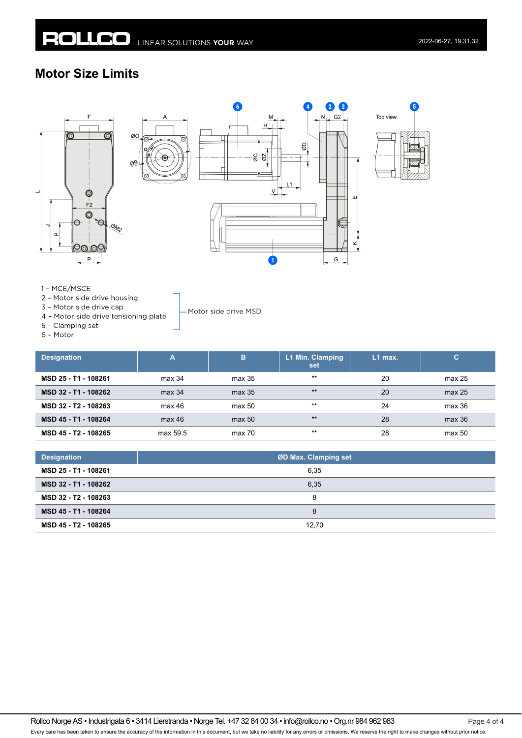# Motor Size Limits

F

A

M

H

N

G2

Top view

ØO

ØB

α

ØC

ØZ

ØD

L

F2

J

P

ØM2

L1

V

E

K

G

P

1 – MCE/MSCE
2 – Motor side drive housing
3 – Motor side drive cap
4 – Motor side drive tensioning plate
5 – Clamping set
6 – Motor

Motor side drive MSD (items 2–5)

| Designation | A | B | L1 Min. Clamping set | L1 max. | C |
|---|---|---|---|---|---|
| **MSD 25 - T1 - 108261** | max 34 | max 35 | ** | 20 | max 25 |
| **MSD 32 - T1 - 108262** | max 34 | max 35 | ** | 20 | max 25 |
| **MSD 32 - T2 - 108263** | max 46 | max 50 | ** | 24 | max 36 |
| **MSD 45 - T1 - 108264** | max 46 | max 50 | ** | 28 | max 36 |
| **MSD 45 - T2 - 108265** | max 59.5 | max 70 | ** | 28 | max 50 |

| Designation | ØD Max. Clamping set |
|---|---|
| **MSD 25 - T1 - 108261** | 6,35 |
| **MSD 32 - T1 - 108262** | 6,35 |
| **MSD 32 - T2 - 108263** | 8 |
| **MSD 45 - T1 - 108264** | 8 |
| **MSD 45 - T2 - 108265** | 12,70 |